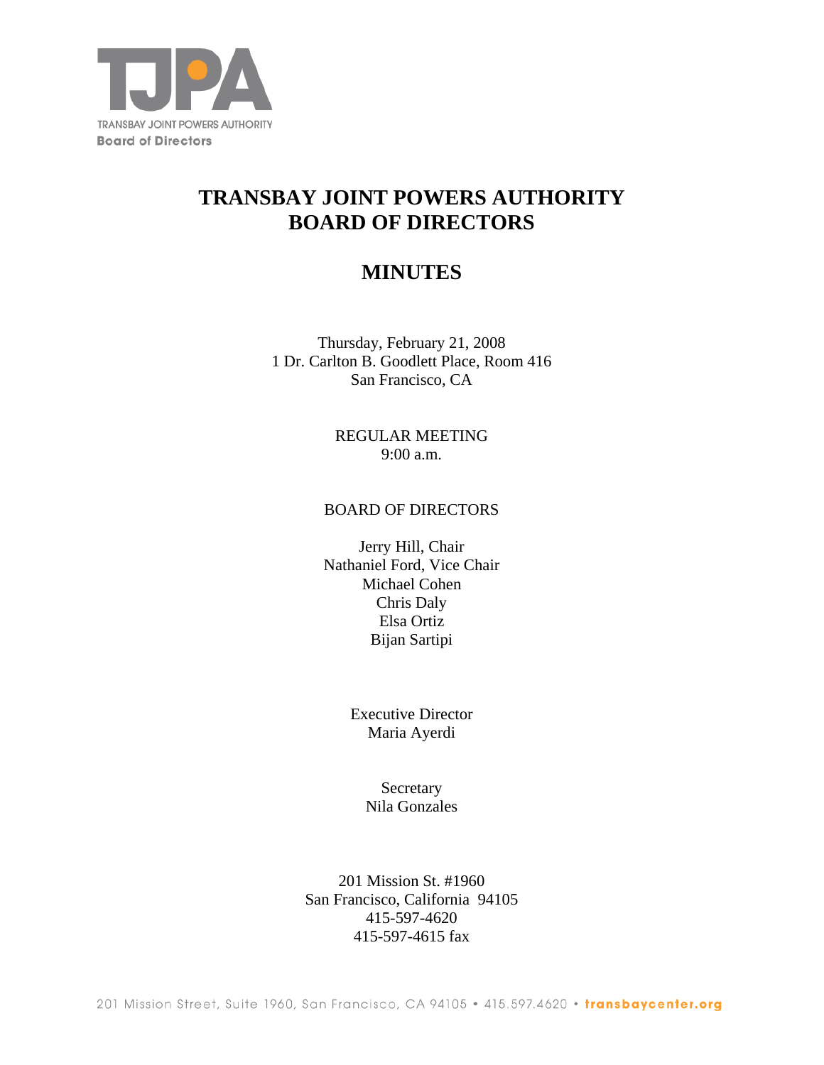TRANSBAY JOINT POWERS AUTHORITY
Board of Directors

# TRANSBAY JOINT POWERS AUTHORITY BOARD OF DIRECTORS

# MINUTES

Thursday, February 21, 2008
1 Dr. Carlton B. Goodlett Place, Room 416
San Francisco, CA

REGULAR MEETING
9:00 a.m.

BOARD OF DIRECTORS

Jerry Hill, Chair
Nathaniel Ford, Vice Chair
Michael Cohen
Chris Daly
Elsa Ortiz
Bijan Sartipi

Executive Director
Maria Ayerdi

Secretary
Nila Gonzales

201 Mission St. #1960
San Francisco, California 94105
415-597-4620
415-597-4615 fax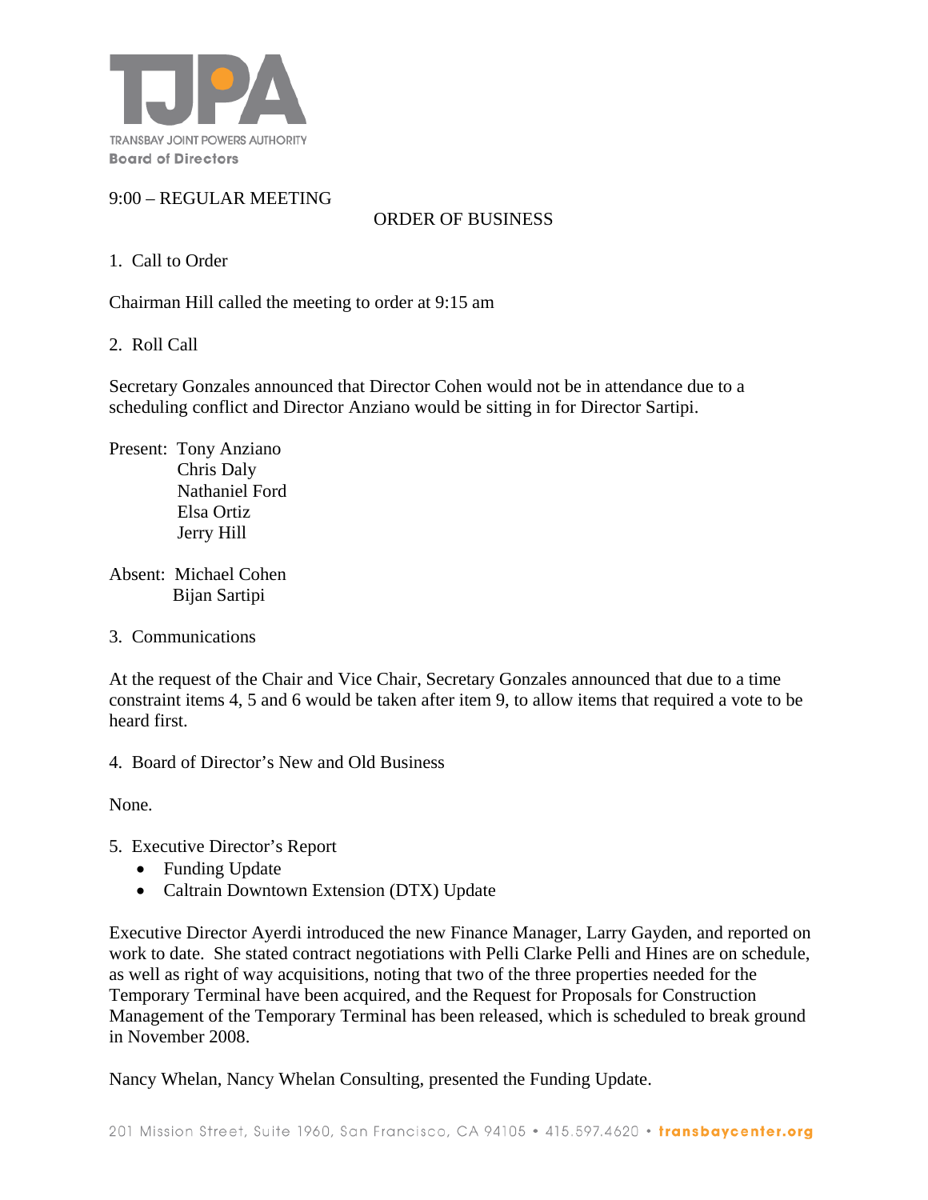TRANSBAY JOINT POWERS AUTHORITY
**Board of Directors**

9:00 – REGULAR MEETING

ORDER OF BUSINESS

1. Call to Order

Chairman Hill called the meeting to order at 9:15 am

2. Roll Call

Secretary Gonzales announced that Director Cohen would not be in attendance due to a scheduling conflict and Director Anziano would be sitting in for Director Sartipi.

Present: Tony Anziano
Chris Daly
Nathaniel Ford
Elsa Ortiz
Jerry Hill

Absent: Michael Cohen
Bijan Sartipi

3. Communications

At the request of the Chair and Vice Chair, Secretary Gonzales announced that due to a time constraint items 4, 5 and 6 would be taken after item 9, to allow items that required a vote to be heard first.

4. Board of Director's New and Old Business

None.

5. Executive Director's Report
   - Funding Update
   - Caltrain Downtown Extension (DTX) Update

Executive Director Ayerdi introduced the new Finance Manager, Larry Gayden, and reported on work to date. She stated contract negotiations with Pelli Clarke Pelli and Hines are on schedule, as well as right of way acquisitions, noting that two of the three properties needed for the Temporary Terminal have been acquired, and the Request for Proposals for Construction Management of the Temporary Terminal has been released, which is scheduled to break ground in November 2008.

Nancy Whelan, Nancy Whelan Consulting, presented the Funding Update.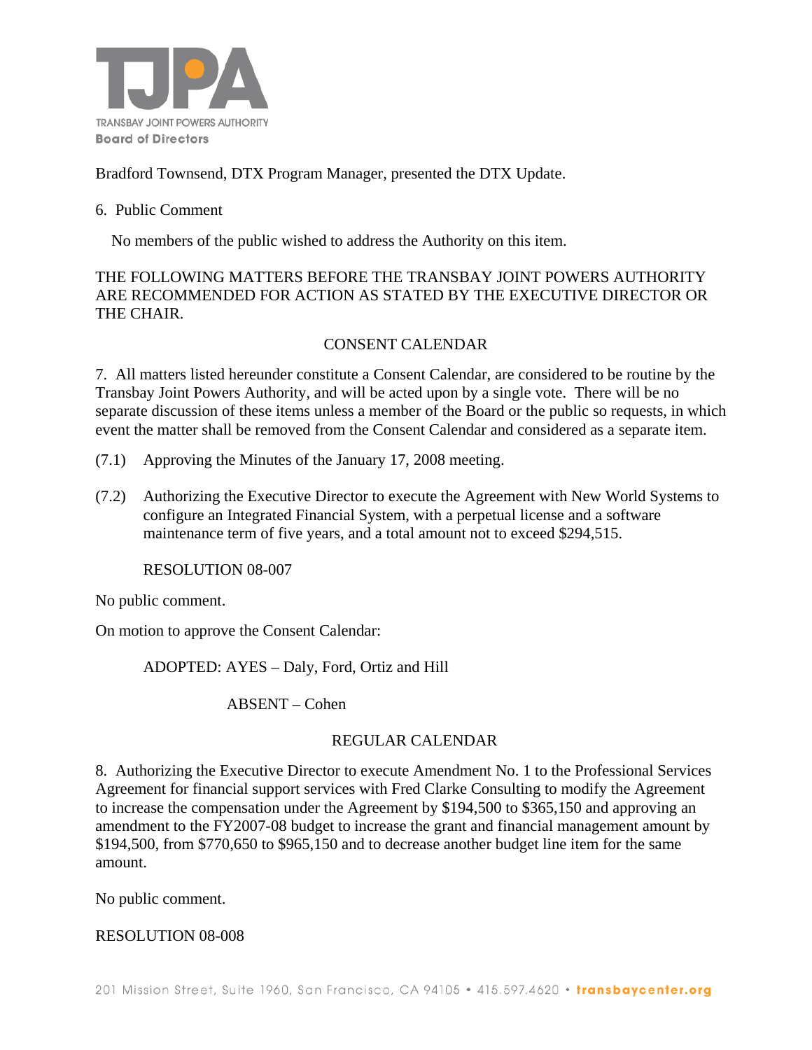Bradford Townsend, DTX Program Manager, presented the DTX Update.

6. Public Comment

No members of the public wished to address the Authority on this item.

THE FOLLOWING MATTERS BEFORE THE TRANSBAY JOINT POWERS AUTHORITY ARE RECOMMENDED FOR ACTION AS STATED BY THE EXECUTIVE DIRECTOR OR THE CHAIR.

CONSENT CALENDAR

7. All matters listed hereunder constitute a Consent Calendar, are considered to be routine by the Transbay Joint Powers Authority, and will be acted upon by a single vote. There will be no separate discussion of these items unless a member of the Board or the public so requests, in which event the matter shall be removed from the Consent Calendar and considered as a separate item.

(7.1) Approving the Minutes of the January 17, 2008 meeting.

(7.2) Authorizing the Executive Director to execute the Agreement with New World Systems to configure an Integrated Financial System, with a perpetual license and a software maintenance term of five years, and a total amount not to exceed $294,515.

RESOLUTION 08-007

No public comment.

On motion to approve the Consent Calendar:

ADOPTED: AYES – Daly, Ford, Ortiz and Hill

ABSENT – Cohen

REGULAR CALENDAR

8. Authorizing the Executive Director to execute Amendment No. 1 to the Professional Services Agreement for financial support services with Fred Clarke Consulting to modify the Agreement to increase the compensation under the Agreement by $194,500 to $365,150 and approving an amendment to the FY2007-08 budget to increase the grant and financial management amount by $194,500, from $770,650 to $965,150 and to decrease another budget line item for the same amount.

No public comment.

RESOLUTION 08-008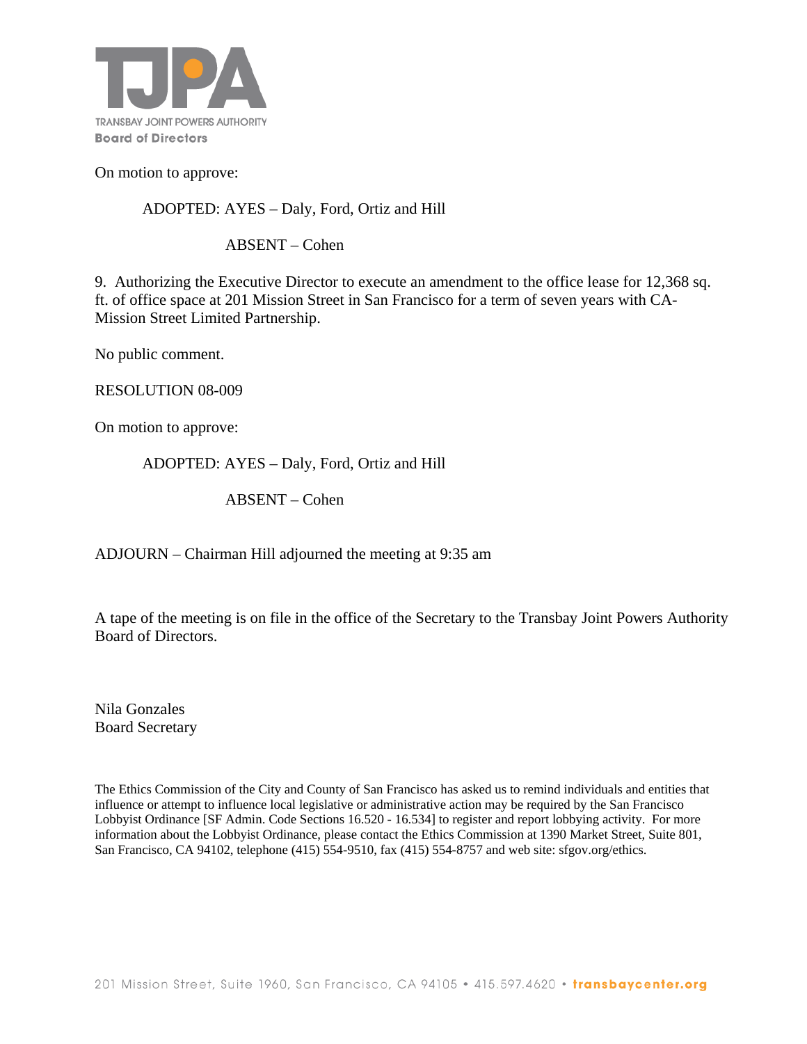On motion to approve:

ADOPTED: AYES – Daly, Ford, Ortiz and Hill

ABSENT – Cohen

9. Authorizing the Executive Director to execute an amendment to the office lease for 12,368 sq. ft. of office space at 201 Mission Street in San Francisco for a term of seven years with CA-Mission Street Limited Partnership.

No public comment.

RESOLUTION 08-009

On motion to approve:

ADOPTED: AYES – Daly, Ford, Ortiz and Hill

ABSENT – Cohen

ADJOURN – Chairman Hill adjourned the meeting at 9:35 am

A tape of the meeting is on file in the office of the Secretary to the Transbay Joint Powers Authority Board of Directors.

Nila Gonzales
Board Secretary

The Ethics Commission of the City and County of San Francisco has asked us to remind individuals and entities that influence or attempt to influence local legislative or administrative action may be required by the San Francisco Lobbyist Ordinance [SF Admin. Code Sections 16.520 - 16.534] to register and report lobbying activity. For more information about the Lobbyist Ordinance, please contact the Ethics Commission at 1390 Market Street, Suite 801, San Francisco, CA 94102, telephone (415) 554-9510, fax (415) 554-8757 and web site: sfgov.org/ethics.